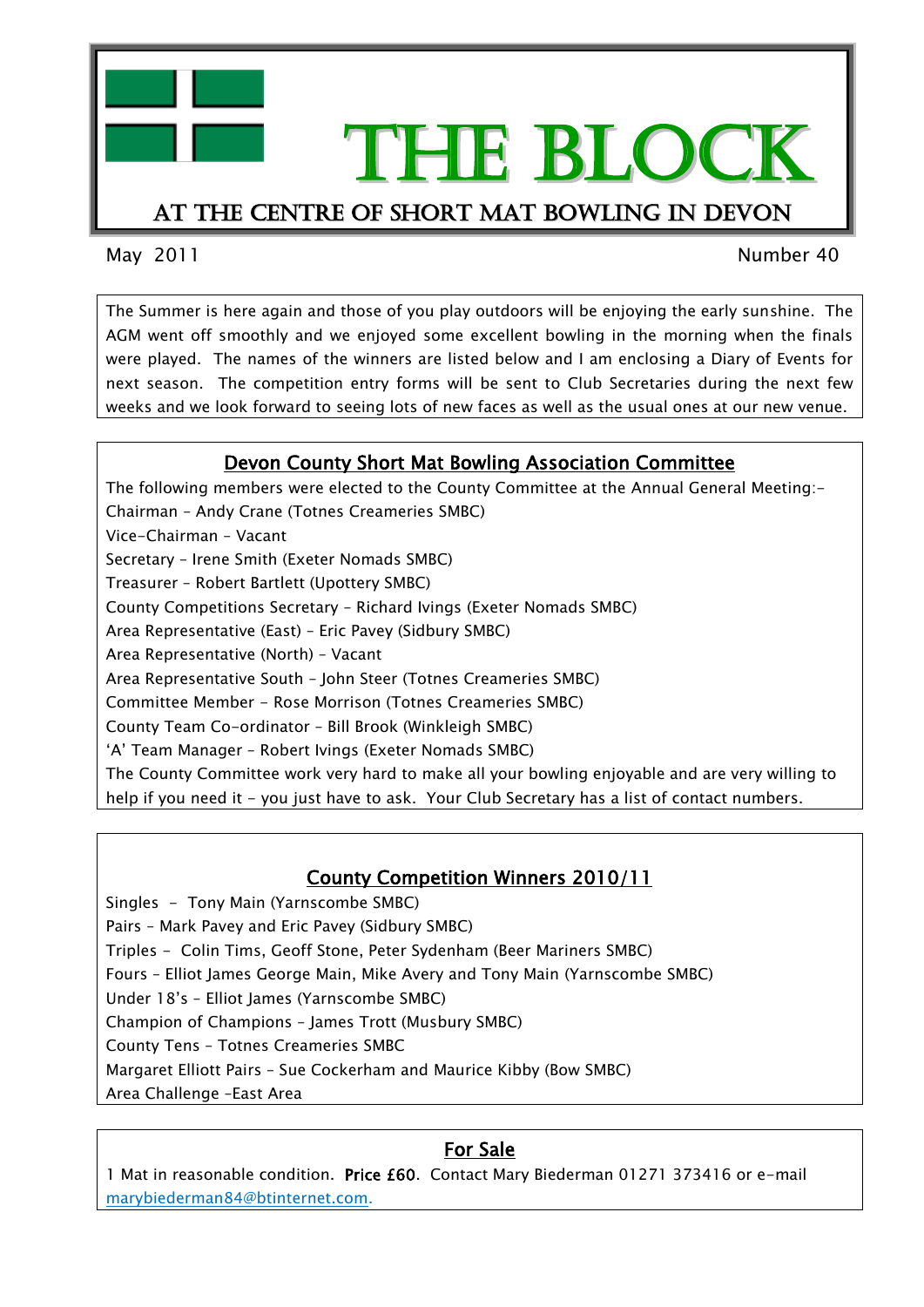# THE BLOCK

## AT THE CENTRE OF SHORT MAT BOWLING IN DEVON

May 2011 Number 40

The Summer is here again and those of you play outdoors will be enjoying the early sunshine. The AGM went off smoothly and we enjoyed some excellent bowling in the morning when the finals were played. The names of the winners are listed below and I am enclosing a Diary of Events for next season. The competition entry forms will be sent to Club Secretaries during the next few weeks and we look forward to seeing lots of new faces as well as the usual ones at our new venue.

## Devon County Short Mat Bowling Association Committee

The following members were elected to the County Committee at the Annual General Meeting:-

Chairman – Andy Crane (Totnes Creameries SMBC)
Vice-Chairman – Vacant
Secretary – Irene Smith (Exeter Nomads SMBC)
Treasurer – Robert Bartlett (Upottery SMBC)
County Competitions Secretary – Richard Ivings (Exeter Nomads SMBC)
Area Representative (East) – Eric Pavey (Sidbury SMBC)
Area Representative (North) – Vacant
Area Representative South – John Steer (Totnes Creameries SMBC)
Committee Member – Rose Morrison (Totnes Creameries SMBC)
County Team Co-ordinator – Bill Brook (Winkleigh SMBC)
'A' Team Manager – Robert Ivings (Exeter Nomads SMBC)

The County Committee work very hard to make all your bowling enjoyable and are very willing to help if you need it – you just have to ask. Your Club Secretary has a list of contact numbers.

## County Competition Winners 2010/11

Singles – Tony Main (Yarnscombe SMBC)
Pairs – Mark Pavey and Eric Pavey (Sidbury SMBC)
Triples – Colin Tims, Geoff Stone, Peter Sydenham (Beer Mariners SMBC)
Fours – Elliot James George Main, Mike Avery and Tony Main (Yarnscombe SMBC)
Under 18's – Elliot James (Yarnscombe SMBC)
Champion of Champions – James Trott (Musbury SMBC)
County Tens – Totnes Creameries SMBC
Margaret Elliott Pairs – Sue Cockerham and Maurice Kibby (Bow SMBC)
Area Challenge –East Area

## For Sale

1 Mat in reasonable condition. **Price £60**. Contact Mary Biederman 01271 373416 or e-mail marybiederman84@btinternet.com.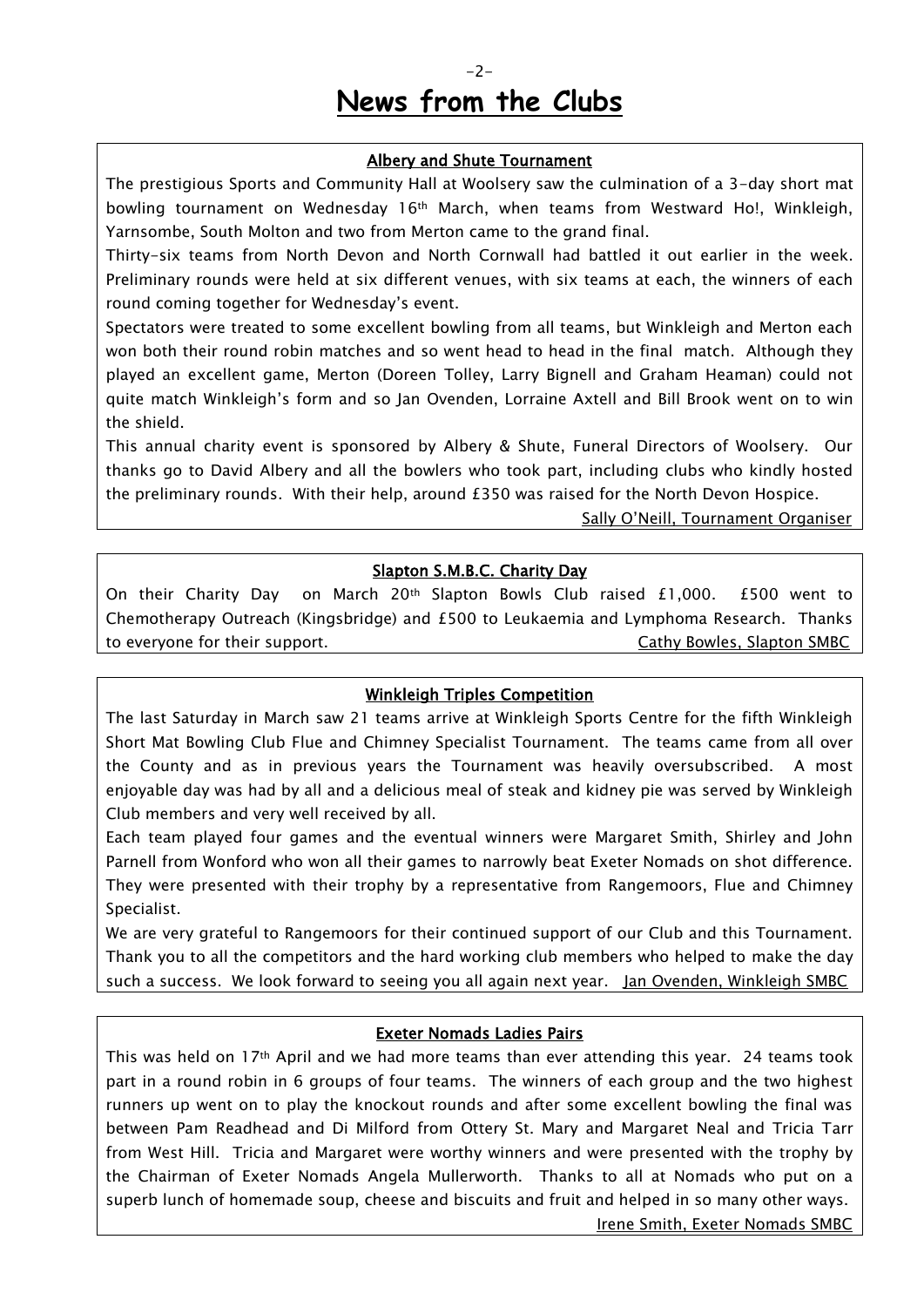# News from the Clubs

### Albery and Shute Tournament

The prestigious Sports and Community Hall at Woolsery saw the culmination of a 3-day short mat bowling tournament on Wednesday 16th March, when teams from Westward Ho!, Winkleigh, Yarnsombe, South Molton and two from Merton came to the grand final.

Thirty-six teams from North Devon and North Cornwall had battled it out earlier in the week. Preliminary rounds were held at six different venues, with six teams at each, the winners of each round coming together for Wednesday's event.

Spectators were treated to some excellent bowling from all teams, but Winkleigh and Merton each won both their round robin matches and so went head to head in the final match. Although they played an excellent game, Merton (Doreen Tolley, Larry Bignell and Graham Heaman) could not quite match Winkleigh's form and so Jan Ovenden, Lorraine Axtell and Bill Brook went on to win the shield.

This annual charity event is sponsored by Albery & Shute, Funeral Directors of Woolsery. Our thanks go to David Albery and all the bowlers who took part, including clubs who kindly hosted the preliminary rounds. With their help, around £350 was raised for the North Devon Hospice.

Sally O'Neill, Tournament Organiser

### Slapton S.M.B.C. Charity Day

On their Charity Day on March 20th Slapton Bowls Club raised £1,000. £500 went to Chemotherapy Outreach (Kingsbridge) and £500 to Leukaemia and Lymphoma Research. Thanks to everyone for their support.

Cathy Bowles, Slapton SMBC

### Winkleigh Triples Competition

The last Saturday in March saw 21 teams arrive at Winkleigh Sports Centre for the fifth Winkleigh Short Mat Bowling Club Flue and Chimney Specialist Tournament. The teams came from all over the County and as in previous years the Tournament was heavily oversubscribed. A most enjoyable day was had by all and a delicious meal of steak and kidney pie was served by Winkleigh Club members and very well received by all.

Each team played four games and the eventual winners were Margaret Smith, Shirley and John Parnell from Wonford who won all their games to narrowly beat Exeter Nomads on shot difference. They were presented with their trophy by a representative from Rangemoors, Flue and Chimney Specialist.

We are very grateful to Rangemoors for their continued support of our Club and this Tournament. Thank you to all the competitors and the hard working club members who helped to make the day such a success. We look forward to seeing you all again next year.

Jan Ovenden, Winkleigh SMBC

### Exeter Nomads Ladies Pairs

This was held on 17th April and we had more teams than ever attending this year. 24 teams took part in a round robin in 6 groups of four teams. The winners of each group and the two highest runners up went on to play the knockout rounds and after some excellent bowling the final was between Pam Readhead and Di Milford from Ottery St. Mary and Margaret Neal and Tricia Tarr from West Hill. Tricia and Margaret were worthy winners and were presented with the trophy by the Chairman of Exeter Nomads Angela Mullerworth. Thanks to all at Nomads who put on a superb lunch of homemade soup, cheese and biscuits and fruit and helped in so many other ways.

Irene Smith, Exeter Nomads SMBC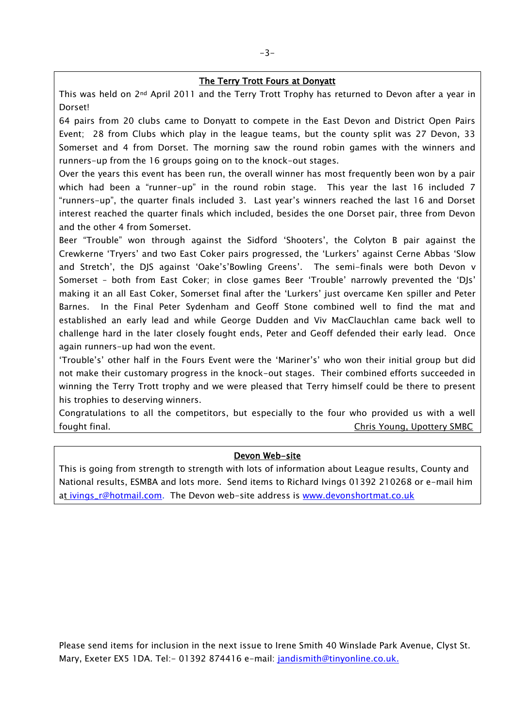## The Terry Trott Fours at Donyatt

This was held on 2nd April 2011 and the Terry Trott Trophy has returned to Devon after a year in Dorset!

64 pairs from 20 clubs came to Donyatt to compete in the East Devon and District Open Pairs Event; 28 from Clubs which play in the league teams, but the county split was 27 Devon, 33 Somerset and 4 from Dorset. The morning saw the round robin games with the winners and runners-up from the 16 groups going on to the knock-out stages.

Over the years this event has been run, the overall winner has most frequently been won by a pair which had been a "runner-up" in the round robin stage. This year the last 16 included 7 "runners-up", the quarter finals included 3. Last year's winners reached the last 16 and Dorset interest reached the quarter finals which included, besides the one Dorset pair, three from Devon and the other 4 from Somerset.

Beer "Trouble" won through against the Sidford 'Shooters', the Colyton B pair against the Crewkerne 'Tryers' and two East Coker pairs progressed, the 'Lurkers' against Cerne Abbas 'Slow and Stretch', the DJS against 'Oake's'Bowling Greens'. The semi-finals were both Devon v Somerset – both from East Coker; in close games Beer 'Trouble' narrowly prevented the 'DJs' making it an all East Coker, Somerset final after the 'Lurkers' just overcame Ken spiller and Peter Barnes. In the Final Peter Sydenham and Geoff Stone combined well to find the mat and established an early lead and while George Dudden and Viv MacClauchlan came back well to challenge hard in the later closely fought ends, Peter and Geoff defended their early lead. Once again runners-up had won the event.

'Trouble's' other half in the Fours Event were the 'Mariner's' who won their initial group but did not make their customary progress in the knock-out stages. Their combined efforts succeeded in winning the Terry Trott trophy and we were pleased that Terry himself could be there to present his trophies to deserving winners.

Congratulations to all the competitors, but especially to the four who provided us with a well fought final.

Chris Young, Upottery SMBC

## Devon Web-site

This is going from strength to strength with lots of information about League results, County and National results, ESMBA and lots more. Send items to Richard Ivings 01392 210268 or e-mail him at ivings_r@hotmail.com. The Devon web-site address is www.devonshortmat.co.uk

Please send items for inclusion in the next issue to Irene Smith 40 Winslade Park Avenue, Clyst St. Mary, Exeter EX5 1DA. Tel:- 01392 874416 e-mail: jandismith@tinyonline.co.uk.